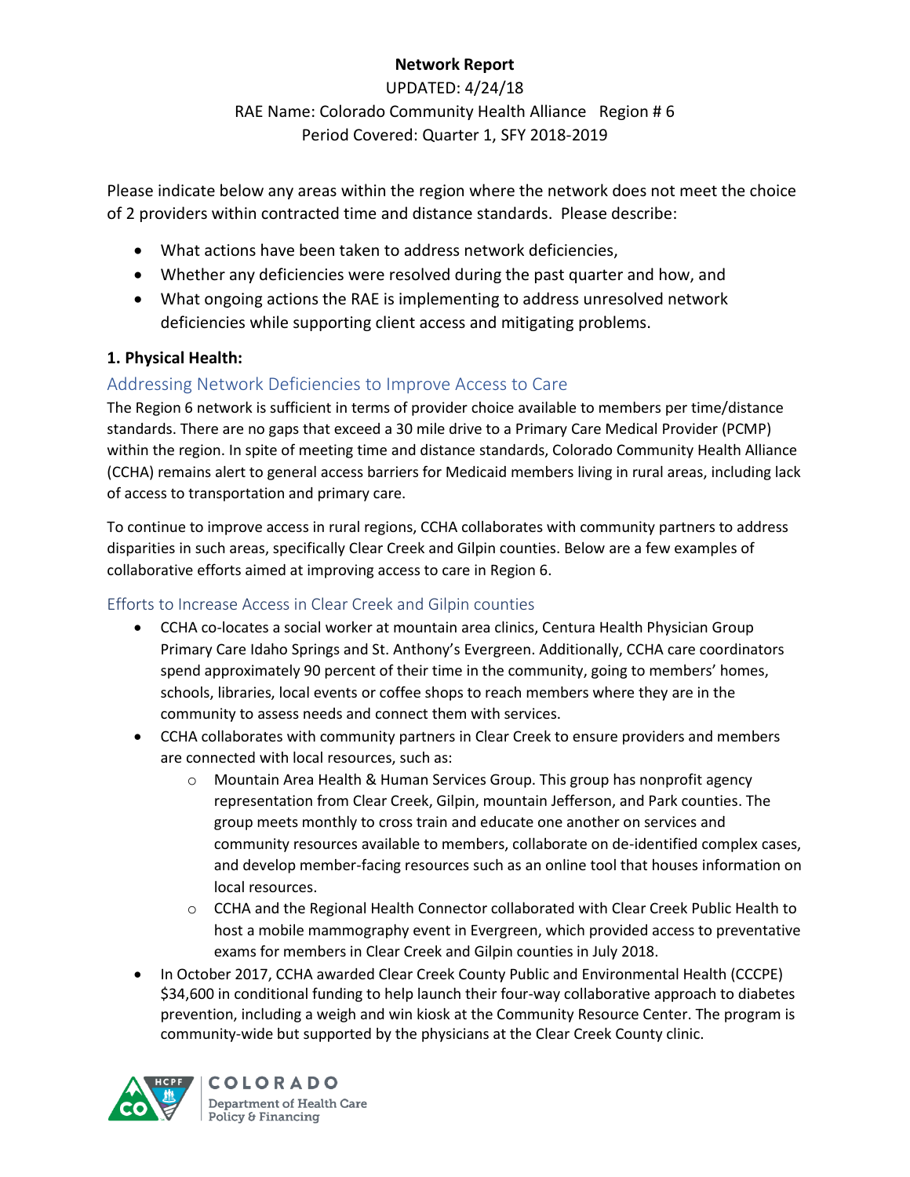**Network Report**

UPDATED: 4/24/18

RAE Name: Colorado Community Health Alliance Region # 6

Period Covered: Quarter 1, SFY 2018-2019

Please indicate below any areas within the region where the network does not meet the choice of 2 providers within contracted time and distance standards. Please describe:

- What actions have been taken to address network deficiencies,
- Whether any deficiencies were resolved during the past quarter and how, and
- What ongoing actions the RAE is implementing to address unresolved network deficiencies while supporting client access and mitigating problems.

### 1. Physical Health:

## Addressing Network Deficiencies to Improve Access to Care

The Region 6 network is sufficient in terms of provider choice available to members per time/distance standards. There are no gaps that exceed a 30 mile drive to a Primary Care Medical Provider (PCMP) within the region. In spite of meeting time and distance standards, Colorado Community Health Alliance (CCHA) remains alert to general access barriers for Medicaid members living in rural areas, including lack of access to transportation and primary care.

To continue to improve access in rural regions, CCHA collaborates with community partners to address disparities in such areas, specifically Clear Creek and Gilpin counties. Below are a few examples of collaborative efforts aimed at improving access to care in Region 6.

### Efforts to Increase Access in Clear Creek and Gilpin counties

- CCHA co-locates a social worker at mountain area clinics, Centura Health Physician Group Primary Care Idaho Springs and St. Anthony's Evergreen. Additionally, CCHA care coordinators spend approximately 90 percent of their time in the community, going to members' homes, schools, libraries, local events or coffee shops to reach members where they are in the community to assess needs and connect them with services.
- CCHA collaborates with community partners in Clear Creek to ensure providers and members are connected with local resources, such as:
  - Mountain Area Health & Human Services Group. This group has nonprofit agency representation from Clear Creek, Gilpin, mountain Jefferson, and Park counties. The group meets monthly to cross train and educate one another on services and community resources available to members, collaborate on de-identified complex cases, and develop member-facing resources such as an online tool that houses information on local resources.
  - CCHA and the Regional Health Connector collaborated with Clear Creek Public Health to host a mobile mammography event in Evergreen, which provided access to preventative exams for members in Clear Creek and Gilpin counties in July 2018.
- In October 2017, CCHA awarded Clear Creek County Public and Environmental Health (CCCPE) $34,600 in conditional funding to help launch their four-way collaborative approach to diabetes prevention, including a weigh and win kiosk at the Community Resource Center. The program is community-wide but supported by the physicians at the Clear Creek County clinic.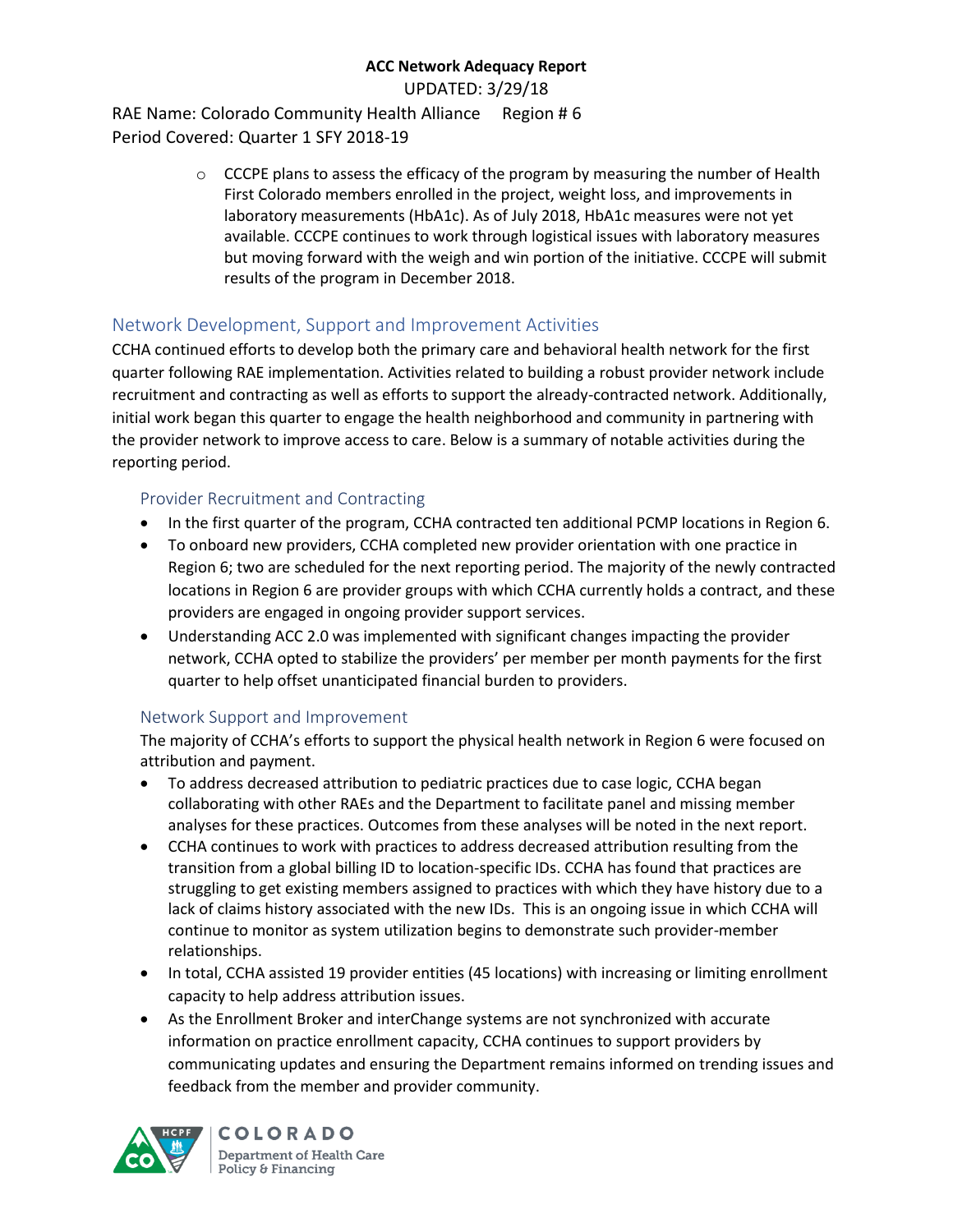- CCCPE plans to assess the efficacy of the program by measuring the number of Health First Colorado members enrolled in the project, weight loss, and improvements in laboratory measurements (HbA1c). As of July 2018, HbA1c measures were not yet available. CCCPE continues to work through logistical issues with laboratory measures but moving forward with the weigh and win portion of the initiative. CCCPE will submit results of the program in December 2018.

## Network Development, Support and Improvement Activities

CCHA continued efforts to develop both the primary care and behavioral health network for the first quarter following RAE implementation. Activities related to building a robust provider network include recruitment and contracting as well as efforts to support the already-contracted network. Additionally, initial work began this quarter to engage the health neighborhood and community in partnering with the provider network to improve access to care. Below is a summary of notable activities during the reporting period.

### Provider Recruitment and Contracting

- In the first quarter of the program, CCHA contracted ten additional PCMP locations in Region 6.
- To onboard new providers, CCHA completed new provider orientation with one practice in Region 6; two are scheduled for the next reporting period. The majority of the newly contracted locations in Region 6 are provider groups with which CCHA currently holds a contract, and these providers are engaged in ongoing provider support services.
- Understanding ACC 2.0 was implemented with significant changes impacting the provider network, CCHA opted to stabilize the providers' per member per month payments for the first quarter to help offset unanticipated financial burden to providers.

### Network Support and Improvement

The majority of CCHA's efforts to support the physical health network in Region 6 were focused on attribution and payment.

- To address decreased attribution to pediatric practices due to case logic, CCHA began collaborating with other RAEs and the Department to facilitate panel and missing member analyses for these practices. Outcomes from these analyses will be noted in the next report.
- CCHA continues to work with practices to address decreased attribution resulting from the transition from a global billing ID to location-specific IDs. CCHA has found that practices are struggling to get existing members assigned to practices with which they have history due to a lack of claims history associated with the new IDs. This is an ongoing issue in which CCHA will continue to monitor as system utilization begins to demonstrate such provider-member relationships.
- In total, CCHA assisted 19 provider entities (45 locations) with increasing or limiting enrollment capacity to help address attribution issues.
- As the Enrollment Broker and interChange systems are not synchronized with accurate information on practice enrollment capacity, CCHA continues to support providers by communicating updates and ensuring the Department remains informed on trending issues and feedback from the member and provider community.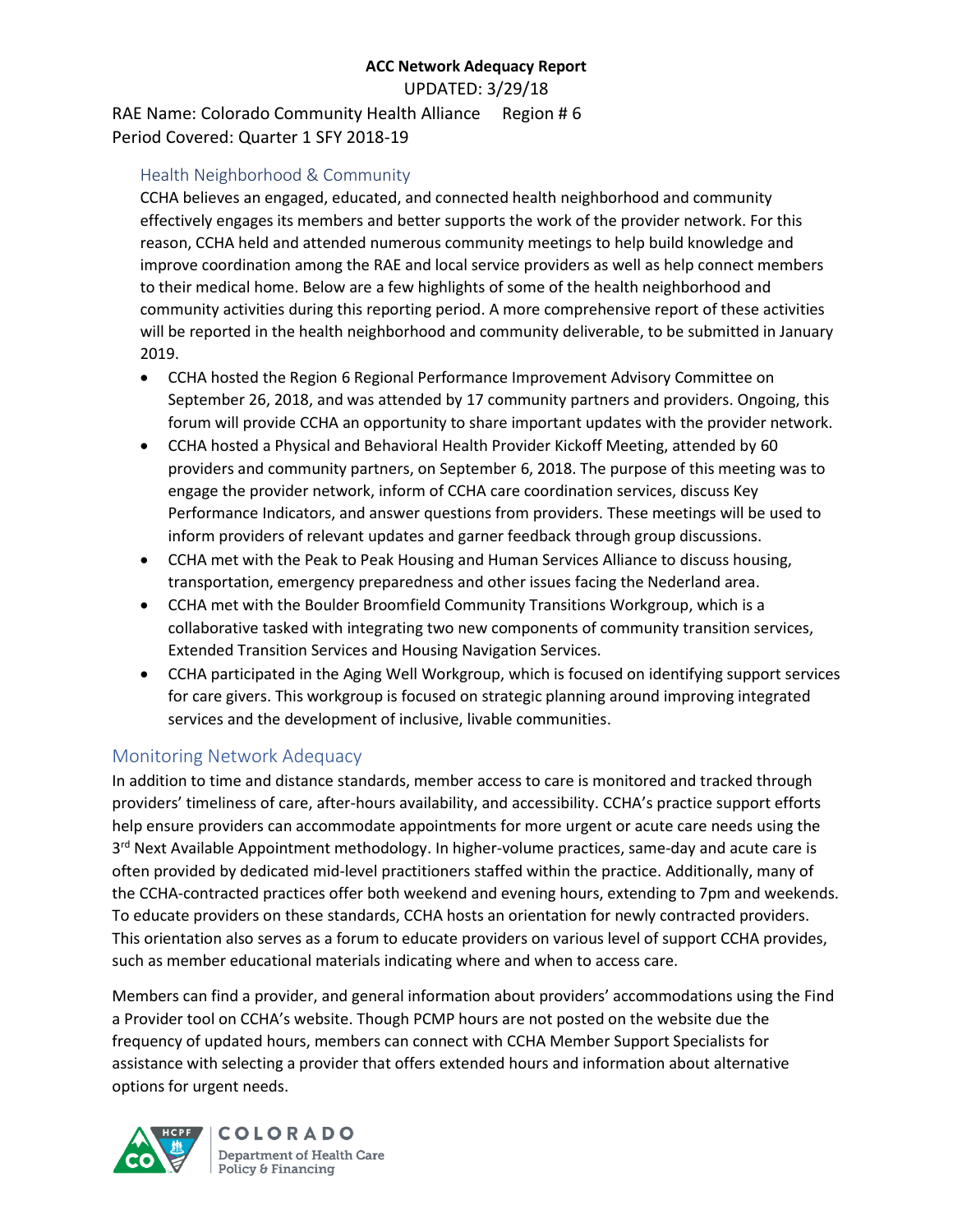**ACC Network Adequacy Report**

UPDATED: 3/29/18

RAE Name: Colorado Community Health Alliance     Region # 6

Period Covered: Quarter 1 SFY 2018-19

### Health Neighborhood & Community

CCHA believes an engaged, educated, and connected health neighborhood and community effectively engages its members and better supports the work of the provider network. For this reason, CCHA held and attended numerous community meetings to help build knowledge and improve coordination among the RAE and local service providers as well as help connect members to their medical home. Below are a few highlights of some of the health neighborhood and community activities during this reporting period. A more comprehensive report of these activities will be reported in the health neighborhood and community deliverable, to be submitted in January 2019.

- CCHA hosted the Region 6 Regional Performance Improvement Advisory Committee on September 26, 2018, and was attended by 17 community partners and providers. Ongoing, this forum will provide CCHA an opportunity to share important updates with the provider network.
- CCHA hosted a Physical and Behavioral Health Provider Kickoff Meeting, attended by 60 providers and community partners, on September 6, 2018. The purpose of this meeting was to engage the provider network, inform of CCHA care coordination services, discuss Key Performance Indicators, and answer questions from providers. These meetings will be used to inform providers of relevant updates and garner feedback through group discussions.
- CCHA met with the Peak to Peak Housing and Human Services Alliance to discuss housing, transportation, emergency preparedness and other issues facing the Nederland area.
- CCHA met with the Boulder Broomfield Community Transitions Workgroup, which is a collaborative tasked with integrating two new components of community transition services, Extended Transition Services and Housing Navigation Services.
- CCHA participated in the Aging Well Workgroup, which is focused on identifying support services for care givers. This workgroup is focused on strategic planning around improving integrated services and the development of inclusive, livable communities.

## Monitoring Network Adequacy

In addition to time and distance standards, member access to care is monitored and tracked through providers' timeliness of care, after-hours availability, and accessibility. CCHA's practice support efforts help ensure providers can accommodate appointments for more urgent or acute care needs using the 3rd Next Available Appointment methodology. In higher-volume practices, same-day and acute care is often provided by dedicated mid-level practitioners staffed within the practice. Additionally, many of the CCHA-contracted practices offer both weekend and evening hours, extending to 7pm and weekends. To educate providers on these standards, CCHA hosts an orientation for newly contracted providers. This orientation also serves as a forum to educate providers on various level of support CCHA provides, such as member educational materials indicating where and when to access care.

Members can find a provider, and general information about providers' accommodations using the Find a Provider tool on CCHA's website. Though PCMP hours are not posted on the website due the frequency of updated hours, members can connect with CCHA Member Support Specialists for assistance with selecting a provider that offers extended hours and information about alternative options for urgent needs.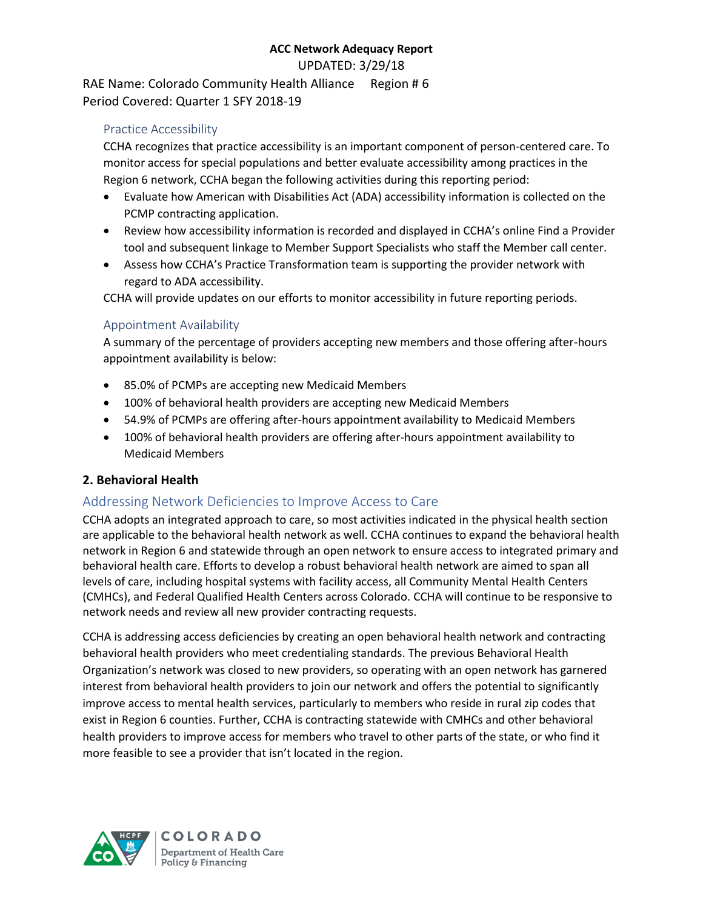**ACC Network Adequacy Report**

UPDATED: 3/29/18

RAE Name: Colorado Community Health Alliance Region # 6

Period Covered: Quarter 1 SFY 2018-19

### Practice Accessibility

CCHA recognizes that practice accessibility is an important component of person-centered care. To monitor access for special populations and better evaluate accessibility among practices in the Region 6 network, CCHA began the following activities during this reporting period:

- Evaluate how American with Disabilities Act (ADA) accessibility information is collected on the PCMP contracting application.
- Review how accessibility information is recorded and displayed in CCHA's online Find a Provider tool and subsequent linkage to Member Support Specialists who staff the Member call center.
- Assess how CCHA's Practice Transformation team is supporting the provider network with regard to ADA accessibility.

CCHA will provide updates on our efforts to monitor accessibility in future reporting periods.

### Appointment Availability

A summary of the percentage of providers accepting new members and those offering after-hours appointment availability is below:

- 85.0% of PCMPs are accepting new Medicaid Members
- 100% of behavioral health providers are accepting new Medicaid Members
- 54.9% of PCMPs are offering after-hours appointment availability to Medicaid Members
- 100% of behavioral health providers are offering after-hours appointment availability to Medicaid Members

## 2. Behavioral Health

### Addressing Network Deficiencies to Improve Access to Care

CCHA adopts an integrated approach to care, so most activities indicated in the physical health section are applicable to the behavioral health network as well. CCHA continues to expand the behavioral health network in Region 6 and statewide through an open network to ensure access to integrated primary and behavioral health care. Efforts to develop a robust behavioral health network are aimed to span all levels of care, including hospital systems with facility access, all Community Mental Health Centers (CMHCs), and Federal Qualified Health Centers across Colorado. CCHA will continue to be responsive to network needs and review all new provider contracting requests.

CCHA is addressing access deficiencies by creating an open behavioral health network and contracting behavioral health providers who meet credentialing standards. The previous Behavioral Health Organization's network was closed to new providers, so operating with an open network has garnered interest from behavioral health providers to join our network and offers the potential to significantly improve access to mental health services, particularly to members who reside in rural zip codes that exist in Region 6 counties. Further, CCHA is contracting statewide with CMHCs and other behavioral health providers to improve access for members who travel to other parts of the state, or who find it more feasible to see a provider that isn't located in the region.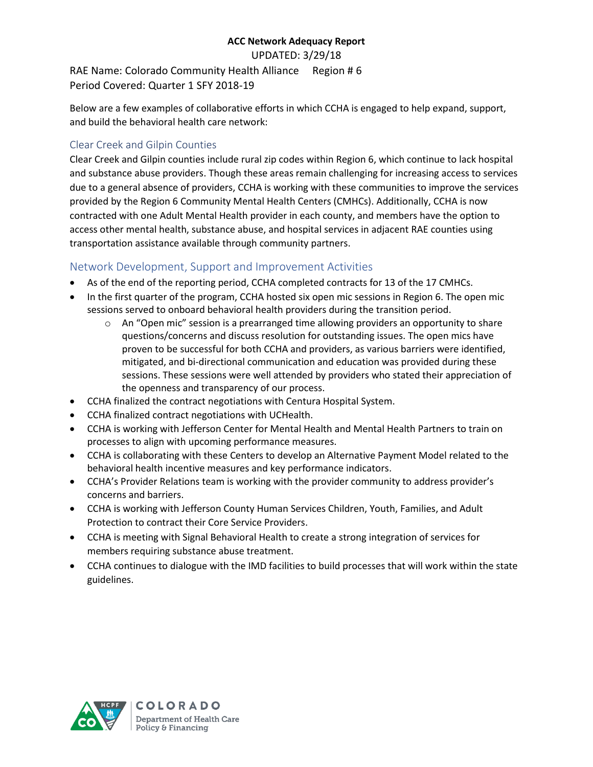**ACC Network Adequacy Report**

UPDATED: 3/29/18

RAE Name: Colorado Community Health Alliance     Region # 6

Period Covered: Quarter 1 SFY 2018-19

Below are a few examples of collaborative efforts in which CCHA is engaged to help expand, support, and build the behavioral health care network:

## Clear Creek and Gilpin Counties

Clear Creek and Gilpin counties include rural zip codes within Region 6, which continue to lack hospital and substance abuse providers. Though these areas remain challenging for increasing access to services due to a general absence of providers, CCHA is working with these communities to improve the services provided by the Region 6 Community Mental Health Centers (CMHCs). Additionally, CCHA is now contracted with one Adult Mental Health provider in each county, and members have the option to access other mental health, substance abuse, and hospital services in adjacent RAE counties using transportation assistance available through community partners.

## Network Development, Support and Improvement Activities

- As of the end of the reporting period, CCHA completed contracts for 13 of the 17 CMHCs.
- In the first quarter of the program, CCHA hosted six open mic sessions in Region 6. The open mic sessions served to onboard behavioral health providers during the transition period.
    - An "Open mic" session is a prearranged time allowing providers an opportunity to share questions/concerns and discuss resolution for outstanding issues. The open mics have proven to be successful for both CCHA and providers, as various barriers were identified, mitigated, and bi-directional communication and education was provided during these sessions. These sessions were well attended by providers who stated their appreciation of the openness and transparency of our process.
- CCHA finalized the contract negotiations with Centura Hospital System.
- CCHA finalized contract negotiations with UCHealth.
- CCHA is working with Jefferson Center for Mental Health and Mental Health Partners to train on processes to align with upcoming performance measures.
- CCHA is collaborating with these Centers to develop an Alternative Payment Model related to the behavioral health incentive measures and key performance indicators.
- CCHA's Provider Relations team is working with the provider community to address provider's concerns and barriers.
- CCHA is working with Jefferson County Human Services Children, Youth, Families, and Adult Protection to contract their Core Service Providers.
- CCHA is meeting with Signal Behavioral Health to create a strong integration of services for members requiring substance abuse treatment.
- CCHA continues to dialogue with the IMD facilities to build processes that will work within the state guidelines.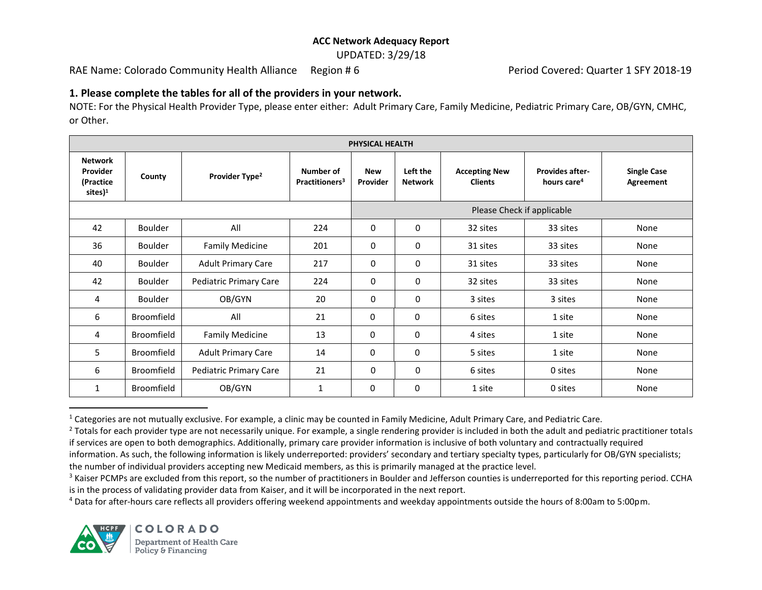**ACC Network Adequacy Report**

UPDATED: 3/29/18

RAE Name: Colorado Community Health Alliance Region # 6 Period Covered: Quarter 1 SFY 2018-19

### 1. Please complete the tables for all of the providers in your network.

NOTE: For the Physical Health Provider Type, please enter either: Adult Primary Care, Family Medicine, Pediatric Primary Care, OB/GYN, CMHC, or Other.

| PHYSICAL HEALTH | | | | | | | | |
|---|---|---|---|---|---|---|---|---|
| Network Provider (Practice sites)[1] | County | Provider Type[2] | Number of Practitioners[3] | New Provider | Left the Network | Accepting New Clients | Provides after-hours care[4] | Single Case Agreement |
| | | | | Please Check if applicable | | | | |
| 42 | Boulder | All | 224 | 0 | 0 | 32 sites | 33 sites | None |
| 36 | Boulder | Family Medicine | 201 | 0 | 0 | 31 sites | 33 sites | None |
| 40 | Boulder | Adult Primary Care | 217 | 0 | 0 | 31 sites | 33 sites | None |
| 42 | Boulder | Pediatric Primary Care | 224 | 0 | 0 | 32 sites | 33 sites | None |
| 4 | Boulder | OB/GYN | 20 | 0 | 0 | 3 sites | 3 sites | None |
| 6 | Broomfield | All | 21 | 0 | 0 | 6 sites | 1 site | None |
| 4 | Broomfield | Family Medicine | 13 | 0 | 0 | 4 sites | 1 site | None |
| 5 | Broomfield | Adult Primary Care | 14 | 0 | 0 | 5 sites | 1 site | None |
| 6 | Broomfield | Pediatric Primary Care | 21 | 0 | 0 | 6 sites | 0 sites | None |
| 1 | Broomfield | OB/GYN | 1 | 0 | 0 | 1 site | 0 sites | None |

[1] Categories are not mutually exclusive. For example, a clinic may be counted in Family Medicine, Adult Primary Care, and Pediatric Care.

[2] Totals for each provider type are not necessarily unique. For example, a single rendering provider is included in both the adult and pediatric practitioner totals if services are open to both demographics. Additionally, primary care provider information is inclusive of both voluntary and contractually required information. As such, the following information is likely underreported: providers' secondary and tertiary specialty types, particularly for OB/GYN specialists; the number of individual providers accepting new Medicaid members, as this is primarily managed at the practice level.

[3] Kaiser PCMPs are excluded from this report, so the number of practitioners in Boulder and Jefferson counties is underreported for this reporting period. CCHA is in the process of validating provider data from Kaiser, and it will be incorporated in the next report.

[4] Data for after-hours care reflects all providers offering weekend appointments and weekday appointments outside the hours of 8:00am to 5:00pm.

COLORADO Department of Health Care Policy & Financing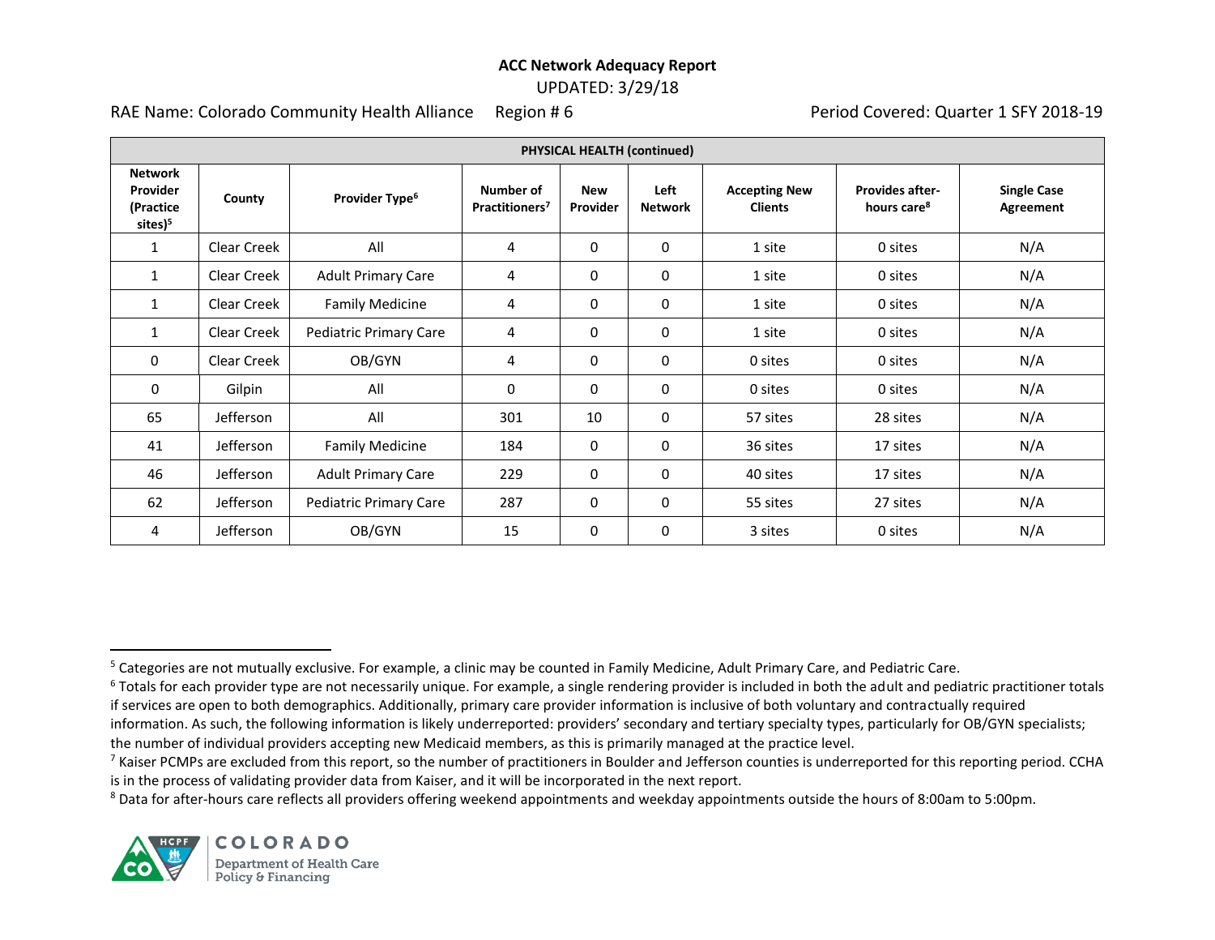**ACC Network Adequacy Report**

UPDATED: 3/29/18

RAE Name: Colorado Community Health Alliance Region # 6 Period Covered: Quarter 1 SFY 2018-19

| PHYSICAL HEALTH (continued) | | | | | | | | |
|---|---|---|---|---|---|---|---|---|
| **Network Provider (Practice sites)[5]** | **County** | **Provider Type[6]** | **Number of Practitioners[7]** | **New Provider** | **Left Network** | **Accepting New Clients** | **Provides after-hours care[8]** | **Single Case Agreement** |
| 1 | Clear Creek | All | 4 | 0 | 0 | 1 site | 0 sites | N/A |
| 1 | Clear Creek | Adult Primary Care | 4 | 0 | 0 | 1 site | 0 sites | N/A |
| 1 | Clear Creek | Family Medicine | 4 | 0 | 0 | 1 site | 0 sites | N/A |
| 1 | Clear Creek | Pediatric Primary Care | 4 | 0 | 0 | 1 site | 0 sites | N/A |
| 0 | Clear Creek | OB/GYN | 4 | 0 | 0 | 0 sites | 0 sites | N/A |
| 0 | Gilpin | All | 0 | 0 | 0 | 0 sites | 0 sites | N/A |
| 65 | Jefferson | All | 301 | 10 | 0 | 57 sites | 28 sites | N/A |
| 41 | Jefferson | Family Medicine | 184 | 0 | 0 | 36 sites | 17 sites | N/A |
| 46 | Jefferson | Adult Primary Care | 229 | 0 | 0 | 40 sites | 17 sites | N/A |
| 62 | Jefferson | Pediatric Primary Care | 287 | 0 | 0 | 55 sites | 27 sites | N/A |
| 4 | Jefferson | OB/GYN | 15 | 0 | 0 | 3 sites | 0 sites | N/A |

[5] Categories are not mutually exclusive. For example, a clinic may be counted in Family Medicine, Adult Primary Care, and Pediatric Care.

[6] Totals for each provider type are not necessarily unique. For example, a single rendering provider is included in both the adult and pediatric practitioner totals if services are open to both demographics. Additionally, primary care provider information is inclusive of both voluntary and contractually required information. As such, the following information is likely underreported: providers' secondary and tertiary specialty types, particularly for OB/GYN specialists; the number of individual providers accepting new Medicaid members, as this is primarily managed at the practice level.

[7] Kaiser PCMPs are excluded from this report, so the number of practitioners in Boulder and Jefferson counties is underreported for this reporting period. CCHA is in the process of validating provider data from Kaiser, and it will be incorporated in the next report.

[8] Data for after-hours care reflects all providers offering weekend appointments and weekday appointments outside the hours of 8:00am to 5:00pm.

COLORADO Department of Health Care Policy & Financing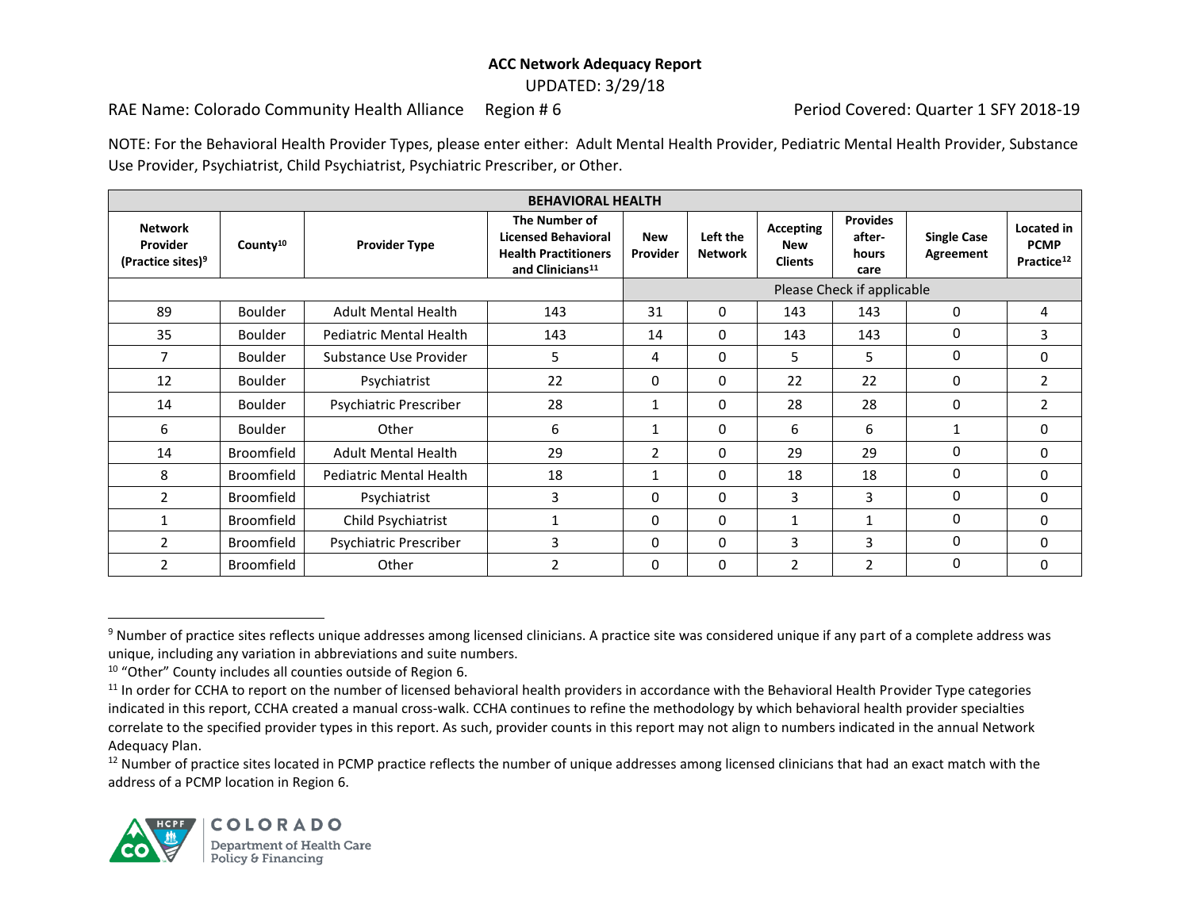**ACC Network Adequacy Report**

UPDATED: 3/29/18

RAE Name: Colorado Community Health Alliance Region # 6 Period Covered: Quarter 1 SFY 2018-19

NOTE: For the Behavioral Health Provider Types, please enter either: Adult Mental Health Provider, Pediatric Mental Health Provider, Substance Use Provider, Psychiatrist, Child Psychiatrist, Psychiatric Prescriber, or Other.

| **BEHAVIORAL HEALTH** | | | | | | | | | |
|---|---|---|---|---|---|---|---|---|---|
| **Network Provider (Practice sites)**[9] | **County**[10] | **Provider Type** | **The Number of Licensed Behavioral Health Practitioners and Clinicians**[11] | **New Provider** | **Left the Network** | **Accepting New Clients** | **Provides after-hours care** | **Single Case Agreement** | **Located in PCMP Practice**[12] |
| | | | | Please Check if applicable | | | | | |
| 89 | Boulder | Adult Mental Health | 143 | 31 | 0 | 143 | 143 | 0 | 4 |
| 35 | Boulder | Pediatric Mental Health | 143 | 14 | 0 | 143 | 143 | 0 | 3 |
| 7 | Boulder | Substance Use Provider | 5 | 4 | 0 | 5 | 5 | 0 | 0 |
| 12 | Boulder | Psychiatrist | 22 | 0 | 0 | 22 | 22 | 0 | 2 |
| 14 | Boulder | Psychiatric Prescriber | 28 | 1 | 0 | 28 | 28 | 0 | 2 |
| 6 | Boulder | Other | 6 | 1 | 0 | 6 | 6 | 1 | 0 |
| 14 | Broomfield | Adult Mental Health | 29 | 2 | 0 | 29 | 29 | 0 | 0 |
| 8 | Broomfield | Pediatric Mental Health | 18 | 1 | 0 | 18 | 18 | 0 | 0 |
| 2 | Broomfield | Psychiatrist | 3 | 0 | 0 | 3 | 3 | 0 | 0 |
| 1 | Broomfield | Child Psychiatrist | 1 | 0 | 0 | 1 | 1 | 0 | 0 |
| 2 | Broomfield | Psychiatric Prescriber | 3 | 0 | 0 | 3 | 3 | 0 | 0 |
| 2 | Broomfield | Other | 2 | 0 | 0 | 2 | 2 | 0 | 0 |

[9] Number of practice sites reflects unique addresses among licensed clinicians. A practice site was considered unique if any part of a complete address was unique, including any variation in abbreviations and suite numbers.

[10] "Other" County includes all counties outside of Region 6.

[11] In order for CCHA to report on the number of licensed behavioral health providers in accordance with the Behavioral Health Provider Type categories indicated in this report, CCHA created a manual cross-walk. CCHA continues to refine the methodology by which behavioral health provider specialties correlate to the specified provider types in this report. As such, provider counts in this report may not align to numbers indicated in the annual Network Adequacy Plan.

[12] Number of practice sites located in PCMP practice reflects the number of unique addresses among licensed clinicians that had an exact match with the address of a PCMP location in Region 6.

COLORADO Department of Health Care Policy & Financing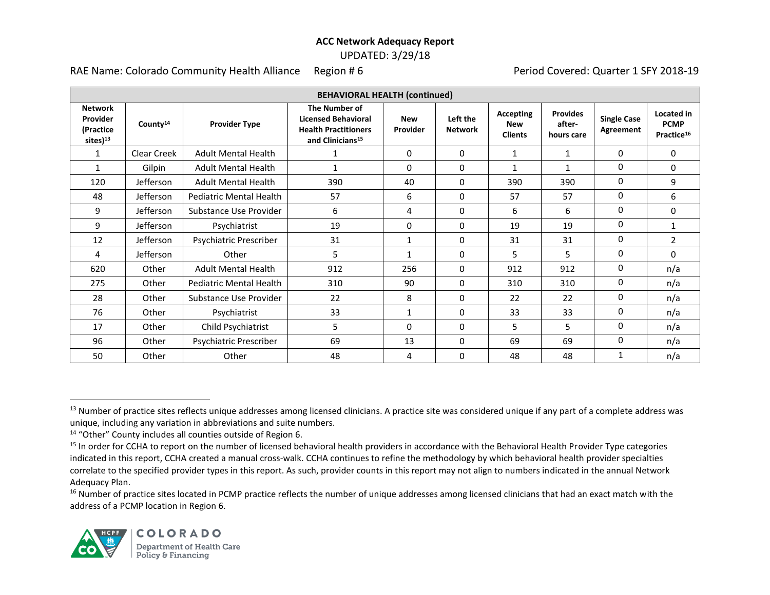**ACC Network Adequacy Report**

UPDATED: 3/29/18

RAE Name: Colorado Community Health Alliance Region # 6 Period Covered: Quarter 1 SFY 2018-19

| BEHAVIORAL HEALTH (continued) | | | | | | | | | |
|---|---|---|---|---|---|---|---|---|---|
| **Network Provider (Practice sites)[13]** | **County[14]** | **Provider Type** | **The Number of Licensed Behavioral Health Practitioners and Clinicians[15]** | **New Provider** | **Left the Network** | **Accepting New Clients** | **Provides after-hours care** | **Single Case Agreement** | **Located in PCMP Practice[16]** |
| 1 | Clear Creek | Adult Mental Health | 1 | 0 | 0 | 1 | 1 | 0 | 0 |
| 1 | Gilpin | Adult Mental Health | 1 | 0 | 0 | 1 | 1 | 0 | 0 |
| 120 | Jefferson | Adult Mental Health | 390 | 40 | 0 | 390 | 390 | 0 | 9 |
| 48 | Jefferson | Pediatric Mental Health | 57 | 6 | 0 | 57 | 57 | 0 | 6 |
| 9 | Jefferson | Substance Use Provider | 6 | 4 | 0 | 6 | 6 | 0 | 0 |
| 9 | Jefferson | Psychiatrist | 19 | 0 | 0 | 19 | 19 | 0 | 1 |
| 12 | Jefferson | Psychiatric Prescriber | 31 | 1 | 0 | 31 | 31 | 0 | 2 |
| 4 | Jefferson | Other | 5 | 1 | 0 | 5 | 5 | 0 | 0 |
| 620 | Other | Adult Mental Health | 912 | 256 | 0 | 912 | 912 | 0 | n/a |
| 275 | Other | Pediatric Mental Health | 310 | 90 | 0 | 310 | 310 | 0 | n/a |
| 28 | Other | Substance Use Provider | 22 | 8 | 0 | 22 | 22 | 0 | n/a |
| 76 | Other | Psychiatrist | 33 | 1 | 0 | 33 | 33 | 0 | n/a |
| 17 | Other | Child Psychiatrist | 5 | 0 | 0 | 5 | 5 | 0 | n/a |
| 96 | Other | Psychiatric Prescriber | 69 | 13 | 0 | 69 | 69 | 0 | n/a |
| 50 | Other | Other | 48 | 4 | 0 | 48 | 48 | 1 | n/a |

[13] Number of practice sites reflects unique addresses among licensed clinicians. A practice site was considered unique if any part of a complete address was unique, including any variation in abbreviations and suite numbers.

[14] "Other" County includes all counties outside of Region 6.

[15] In order for CCHA to report on the number of licensed behavioral health providers in accordance with the Behavioral Health Provider Type categories indicated in this report, CCHA created a manual cross-walk. CCHA continues to refine the methodology by which behavioral health provider specialties correlate to the specified provider types in this report. As such, provider counts in this report may not align to numbers indicated in the annual Network Adequacy Plan.

[16] Number of practice sites located in PCMP practice reflects the number of unique addresses among licensed clinicians that had an exact match with the address of a PCMP location in Region 6.

COLORADO
Department of Health Care Policy & Financing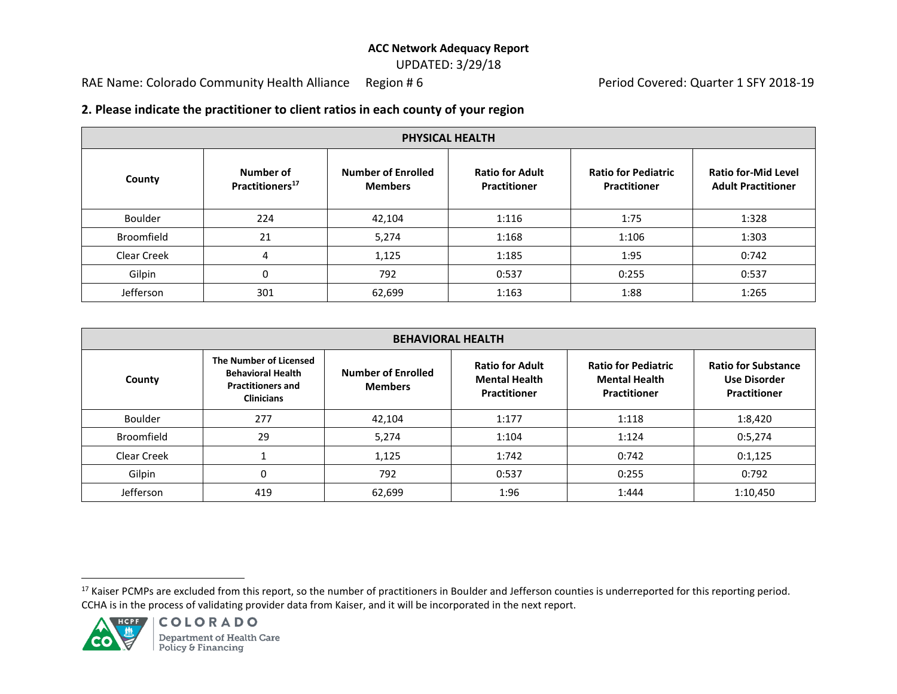**ACC Network Adequacy Report**

UPDATED: 3/29/18

RAE Name: Colorado Community Health Alliance Region # 6 Period Covered: Quarter 1 SFY 2018-19

## 2. Please indicate the practitioner to client ratios in each county of your region

| PHYSICAL HEALTH | | | | | |
|---|---|---|---|---|---|
| **County** | **Number of Practitioners[17]** | **Number of Enrolled Members** | **Ratio for Adult Practitioner** | **Ratio for Pediatric Practitioner** | **Ratio for-Mid Level Adult Practitioner** |
| Boulder | 224 | 42,104 | 1:116 | 1:75 | 1:328 |
| Broomfield | 21 | 5,274 | 1:168 | 1:106 | 1:303 |
| Clear Creek | 4 | 1,125 | 1:185 | 1:95 | 0:742 |
| Gilpin | 0 | 792 | 0:537 | 0:255 | 0:537 |
| Jefferson | 301 | 62,699 | 1:163 | 1:88 | 1:265 |

| BEHAVIORAL HEALTH | | | | | |
|---|---|---|---|---|---|
| **County** | **The Number of Licensed Behavioral Health Practitioners and Clinicians** | **Number of Enrolled Members** | **Ratio for Adult Mental Health Practitioner** | **Ratio for Pediatric Mental Health Practitioner** | **Ratio for Substance Use Disorder Practitioner** |
| Boulder | 277 | 42,104 | 1:177 | 1:118 | 1:8,420 |
| Broomfield | 29 | 5,274 | 1:104 | 1:124 | 0:5,274 |
| Clear Creek | 1 | 1,125 | 1:742 | 0:742 | 0:1,125 |
| Gilpin | 0 | 792 | 0:537 | 0:255 | 0:792 |
| Jefferson | 419 | 62,699 | 1:96 | 1:444 | 1:10,450 |

[17] Kaiser PCMPs are excluded from this report, so the number of practitioners in Boulder and Jefferson counties is underreported for this reporting period. CCHA is in the process of validating provider data from Kaiser, and it will be incorporated in the next report.